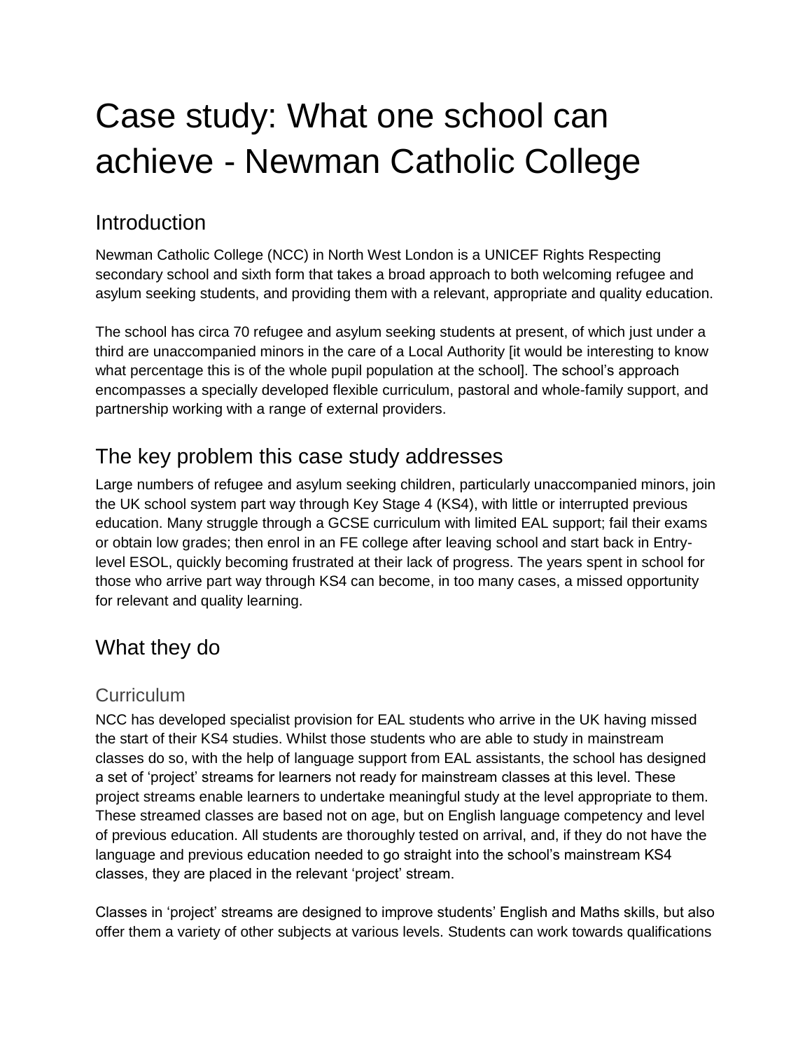# Case study: What one school can achieve - Newman Catholic College

## Introduction

Newman Catholic College (NCC) in North West London is a UNICEF Rights Respecting secondary school and sixth form that takes a broad approach to both welcoming refugee and asylum seeking students, and providing them with a relevant, appropriate and quality education.

The school has circa 70 refugee and asylum seeking students at present, of which just under a third are unaccompanied minors in the care of a Local Authority [it would be interesting to know what percentage this is of the whole pupil population at the school]. The school's approach encompasses a specially developed flexible curriculum, pastoral and whole-family support, and partnership working with a range of external providers.

## The key problem this case study addresses

Large numbers of refugee and asylum seeking children, particularly unaccompanied minors, join the UK school system part way through Key Stage 4 (KS4), with little or interrupted previous education. Many struggle through a GCSE curriculum with limited EAL support; fail their exams or obtain low grades; then enrol in an FE college after leaving school and start back in Entry-level ESOL, quickly becoming frustrated at their lack of progress. The years spent in school for those who arrive part way through KS4 can become, in too many cases, a missed opportunity for relevant and quality learning.

## What they do

### Curriculum

NCC has developed specialist provision for EAL students who arrive in the UK having missed the start of their KS4 studies. Whilst those students who are able to study in mainstream classes do so, with the help of language support from EAL assistants, the school has designed a set of 'project' streams for learners not ready for mainstream classes at this level. These project streams enable learners to undertake meaningful study at the level appropriate to them. These streamed classes are based not on age, but on English language competency and level of previous education. All students are thoroughly tested on arrival, and, if they do not have the language and previous education needed to go straight into the school's mainstream KS4 classes, they are placed in the relevant 'project' stream.

Classes in 'project' streams are designed to improve students' English and Maths skills, but also offer them a variety of other subjects at various levels. Students can work towards qualifications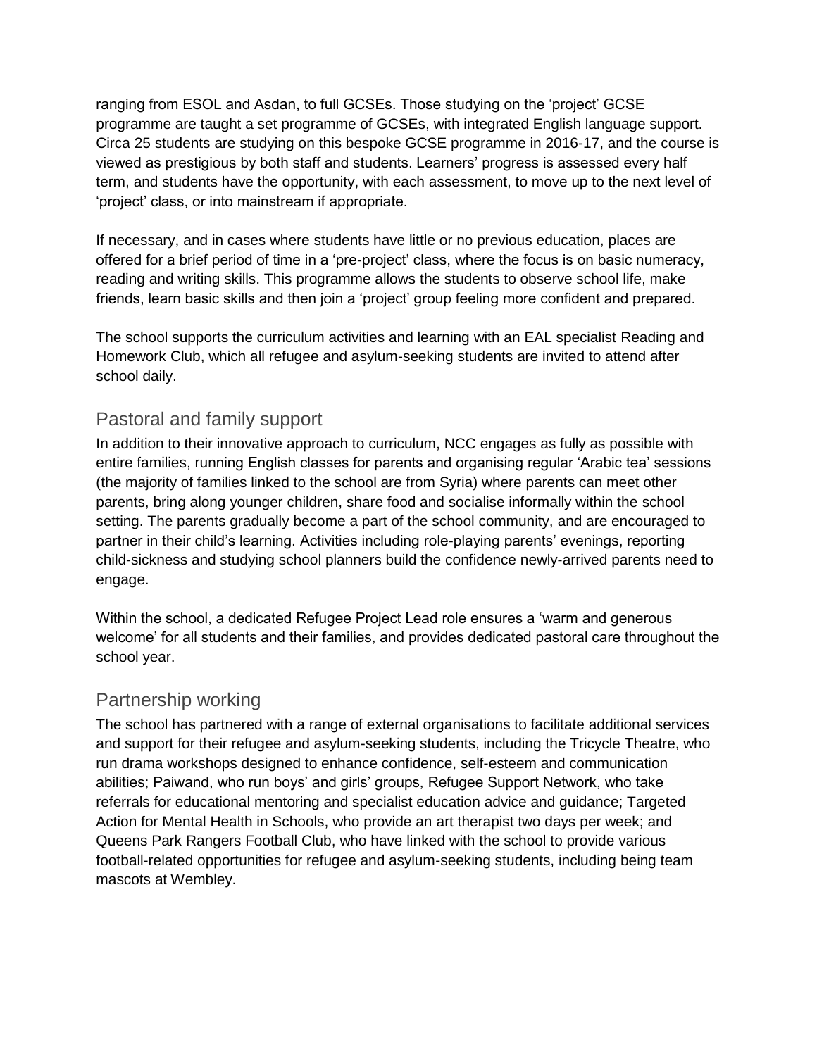ranging from ESOL and Asdan, to full GCSEs. Those studying on the 'project' GCSE programme are taught a set programme of GCSEs, with integrated English language support. Circa 25 students are studying on this bespoke GCSE programme in 2016-17, and the course is viewed as prestigious by both staff and students. Learners' progress is assessed every half term, and students have the opportunity, with each assessment, to move up to the next level of 'project' class, or into mainstream if appropriate.

If necessary, and in cases where students have little or no previous education, places are offered for a brief period of time in a 'pre-project' class, where the focus is on basic numeracy, reading and writing skills. This programme allows the students to observe school life, make friends, learn basic skills and then join a 'project' group feeling more confident and prepared.

The school supports the curriculum activities and learning with an EAL specialist Reading and Homework Club, which all refugee and asylum-seeking students are invited to attend after school daily.

## Pastoral and family support

In addition to their innovative approach to curriculum, NCC engages as fully as possible with entire families, running English classes for parents and organising regular 'Arabic tea' sessions (the majority of families linked to the school are from Syria) where parents can meet other parents, bring along younger children, share food and socialise informally within the school setting. The parents gradually become a part of the school community, and are encouraged to partner in their child's learning. Activities including role-playing parents' evenings, reporting child-sickness and studying school planners build the confidence newly-arrived parents need to engage.

Within the school, a dedicated Refugee Project Lead role ensures a 'warm and generous welcome' for all students and their families, and provides dedicated pastoral care throughout the school year.

## Partnership working

The school has partnered with a range of external organisations to facilitate additional services and support for their refugee and asylum-seeking students, including the Tricycle Theatre, who run drama workshops designed to enhance confidence, self-esteem and communication abilities; Paiwand, who run boys' and girls' groups, Refugee Support Network, who take referrals for educational mentoring and specialist education advice and guidance; Targeted Action for Mental Health in Schools, who provide an art therapist two days per week; and Queens Park Rangers Football Club, who have linked with the school to provide various football-related opportunities for refugee and asylum-seeking students, including being team mascots at Wembley.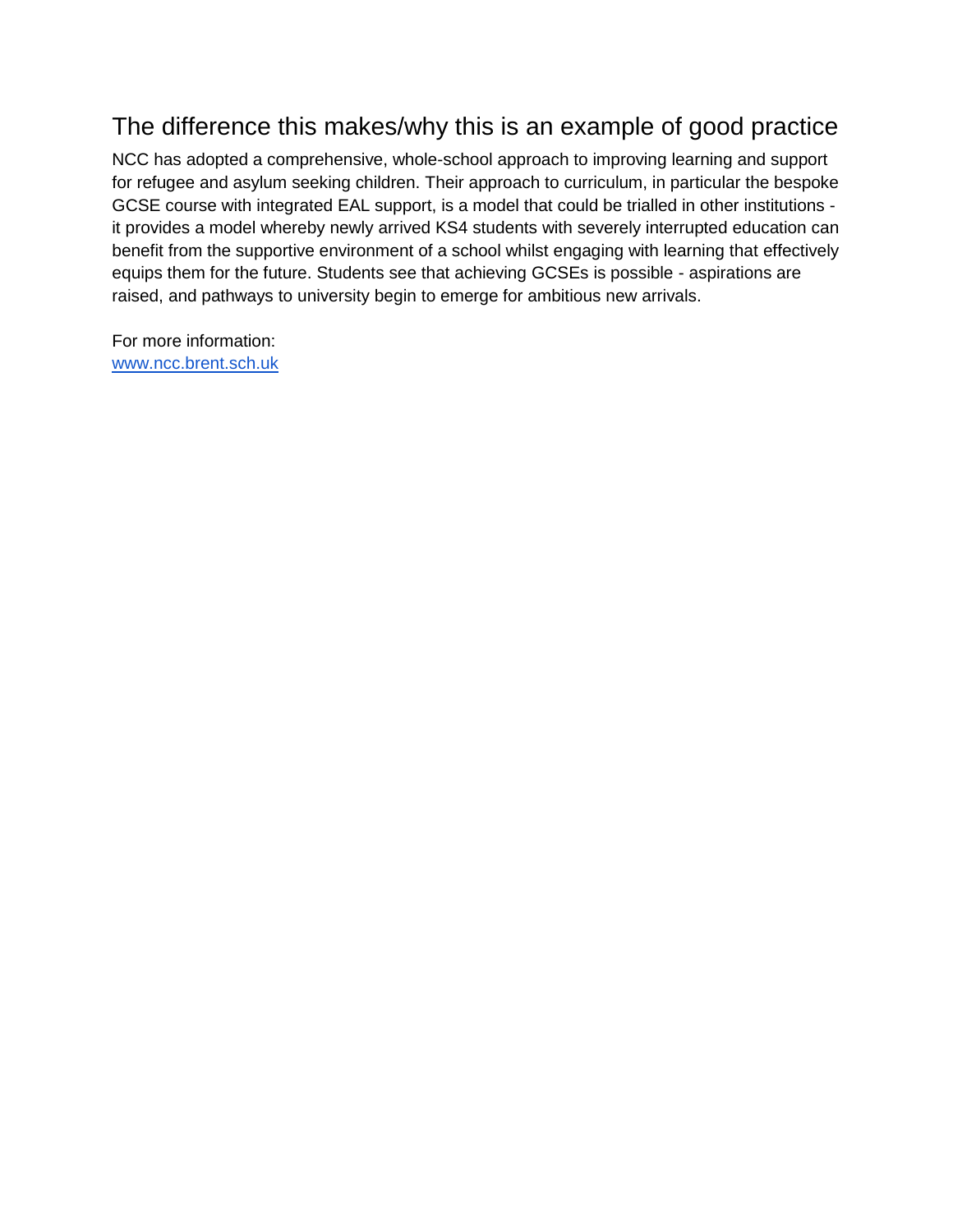## The difference this makes/why this is an example of good practice

NCC has adopted a comprehensive, whole-school approach to improving learning and support for refugee and asylum seeking children. Their approach to curriculum, in particular the bespoke GCSE course with integrated EAL support, is a model that could be trialled in other institutions - it provides a model whereby newly arrived KS4 students with severely interrupted education can benefit from the supportive environment of a school whilst engaging with learning that effectively equips them for the future. Students see that achieving GCSEs is possible - aspirations are raised, and pathways to university begin to emerge for ambitious new arrivals.

For more information:
[www.ncc.brent.sch.uk](http://www.ncc.brent.sch.uk)